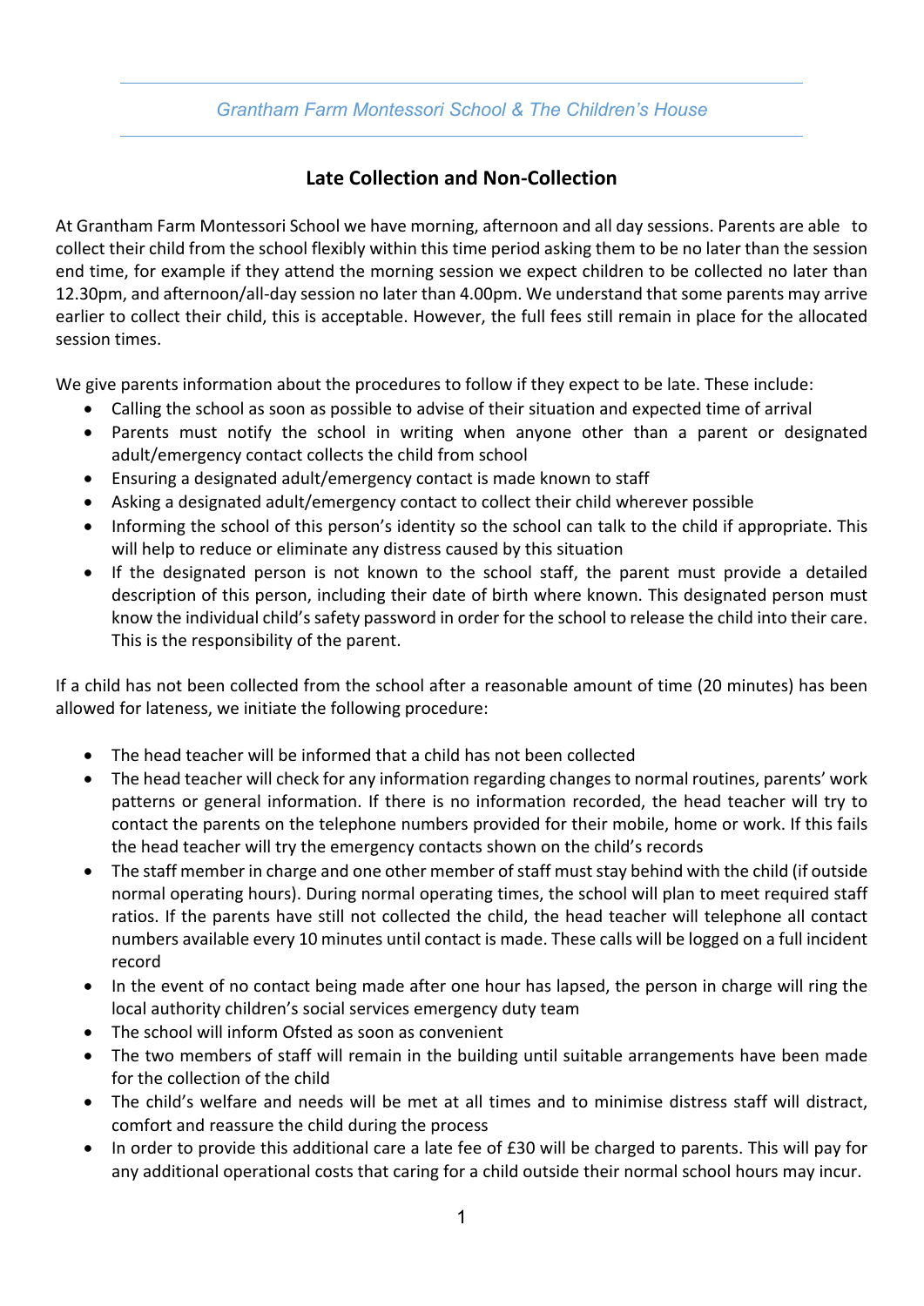## Late Collection and Non-Collection

At Grantham Farm Montessori School we have morning, afternoon and all day sessions. Parents are able to collect their child from the school flexibly within this time period asking them to be no later than the session end time, for example if they attend the morning session we expect children to be collected no later than 12.30pm, and afternoon/all-day session no later than 4.00pm. We understand that some parents may arrive earlier to collect their child, this is acceptable. However, the full fees still remain in place for the allocated session times.

We give parents information about the procedures to follow if they expect to be late. These include:

- Calling the school as soon as possible to advise of their situation and expected time of arrival
- Parents must notify the school in writing when anyone other than a parent or designated adult/emergency contact collects the child from school
- Ensuring a designated adult/emergency contact is made known to staff
- Asking a designated adult/emergency contact to collect their child wherever possible
- Informing the school of this person's identity so the school can talk to the child if appropriate. This will help to reduce or eliminate any distress caused by this situation
- If the designated person is not known to the school staff, the parent must provide a detailed description of this person, including their date of birth where known. This designated person must know the individual child's safety password in order for the school to release the child into their care. This is the responsibility of the parent.

If a child has not been collected from the school after a reasonable amount of time (20 minutes) has been allowed for lateness, we initiate the following procedure:

- The head teacher will be informed that a child has not been collected
- The head teacher will check for any information regarding changes to normal routines, parents' work patterns or general information. If there is no information recorded, the head teacher will try to contact the parents on the telephone numbers provided for their mobile, home or work. If this fails the head teacher will try the emergency contacts shown on the child's records
- The staff member in charge and one other member of staff must stay behind with the child (if outside normal operating hours). During normal operating times, the school will plan to meet required staff ratios. If the parents have still not collected the child, the head teacher will telephone all contact numbers available every 10 minutes until contact is made. These calls will be logged on a full incident record
- In the event of no contact being made after one hour has lapsed, the person in charge will ring the local authority children's social services emergency duty team
- The school will inform Ofsted as soon as convenient
- The two members of staff will remain in the building until suitable arrangements have been made for the collection of the child
- The child's welfare and needs will be met at all times and to minimise distress staff will distract, comfort and reassure the child during the process
- In order to provide this additional care a late fee of £30 will be charged to parents. This will pay for any additional operational costs that caring for a child outside their normal school hours may incur.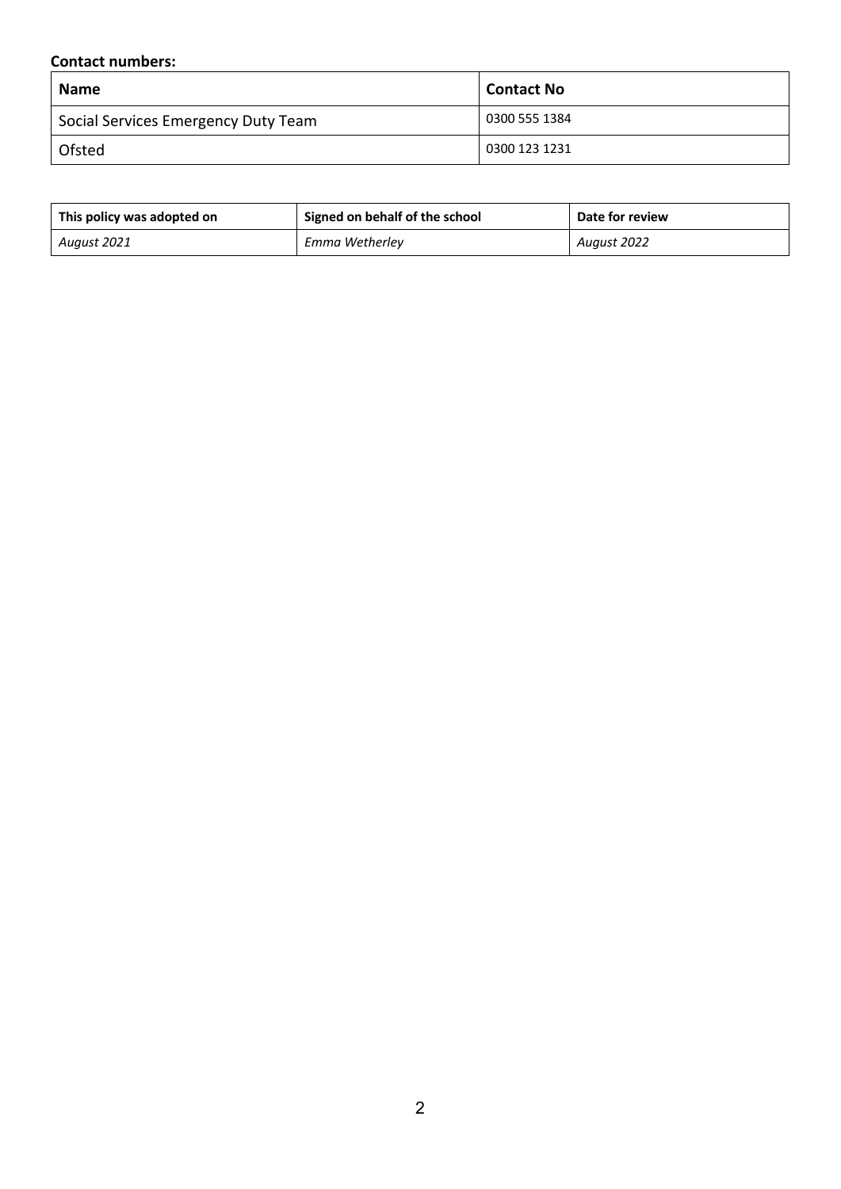**Contact numbers:**

| Name | Contact No |
| --- | --- |
| Social Services Emergency Duty Team | 0300 555 1384 |
| Ofsted | 0300 123 1231 |

| This policy was adopted on | Signed on behalf of the school | Date for review |
| --- | --- | --- |
| *August 2021* | *Emma Wetherley* | *August 2022* |